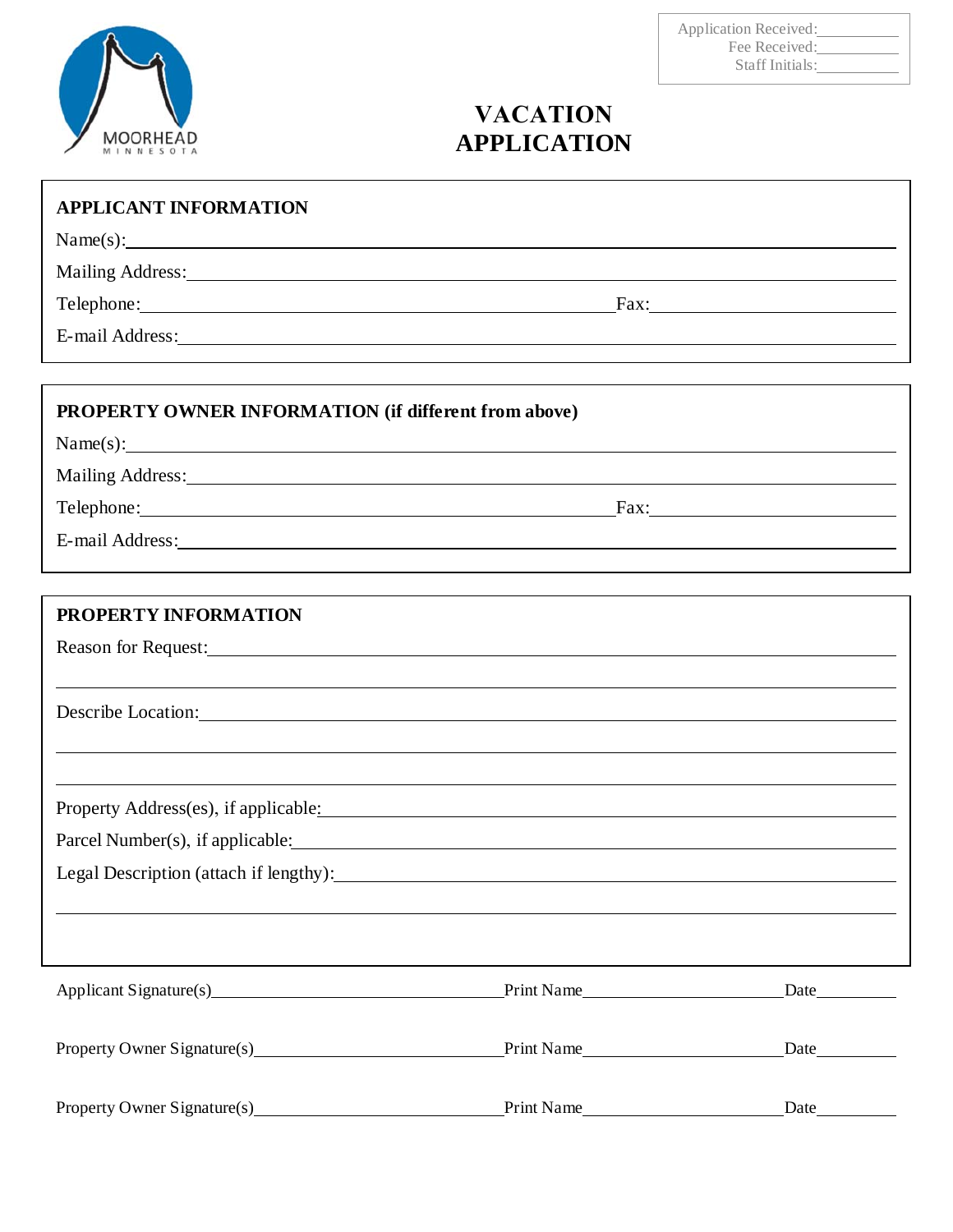MOORHEAD
MINNESOTA

Application Received:__________
Fee Received:__________
Staff Initials:__________

# VACATION APPLICATION

## APPLICANT INFORMATION

Name(s):______________________________________________

Mailing Address:______________________________________________

Telephone:______________________________ Fax:____________________

E-mail Address:______________________________________________

## PROPERTY OWNER INFORMATION (if different from above)

Name(s):______________________________________________

Mailing Address:______________________________________________

Telephone:______________________________ Fax:____________________

E-mail Address:______________________________________________

## PROPERTY INFORMATION

Reason for Request:______________________________________________

______________________________________________

Describe Location:______________________________________________

______________________________________________

______________________________________________

Property Address(es), if applicable:______________________________________________

Parcel Number(s), if applicable:______________________________________________

Legal Description (attach if lengthy):______________________________________________

______________________________________________

Applicant Signature(s)______________________ Print Name______________________ Date__________

Property Owner Signature(s)______________________ Print Name______________________ Date__________

Property Owner Signature(s)______________________ Print Name______________________ Date__________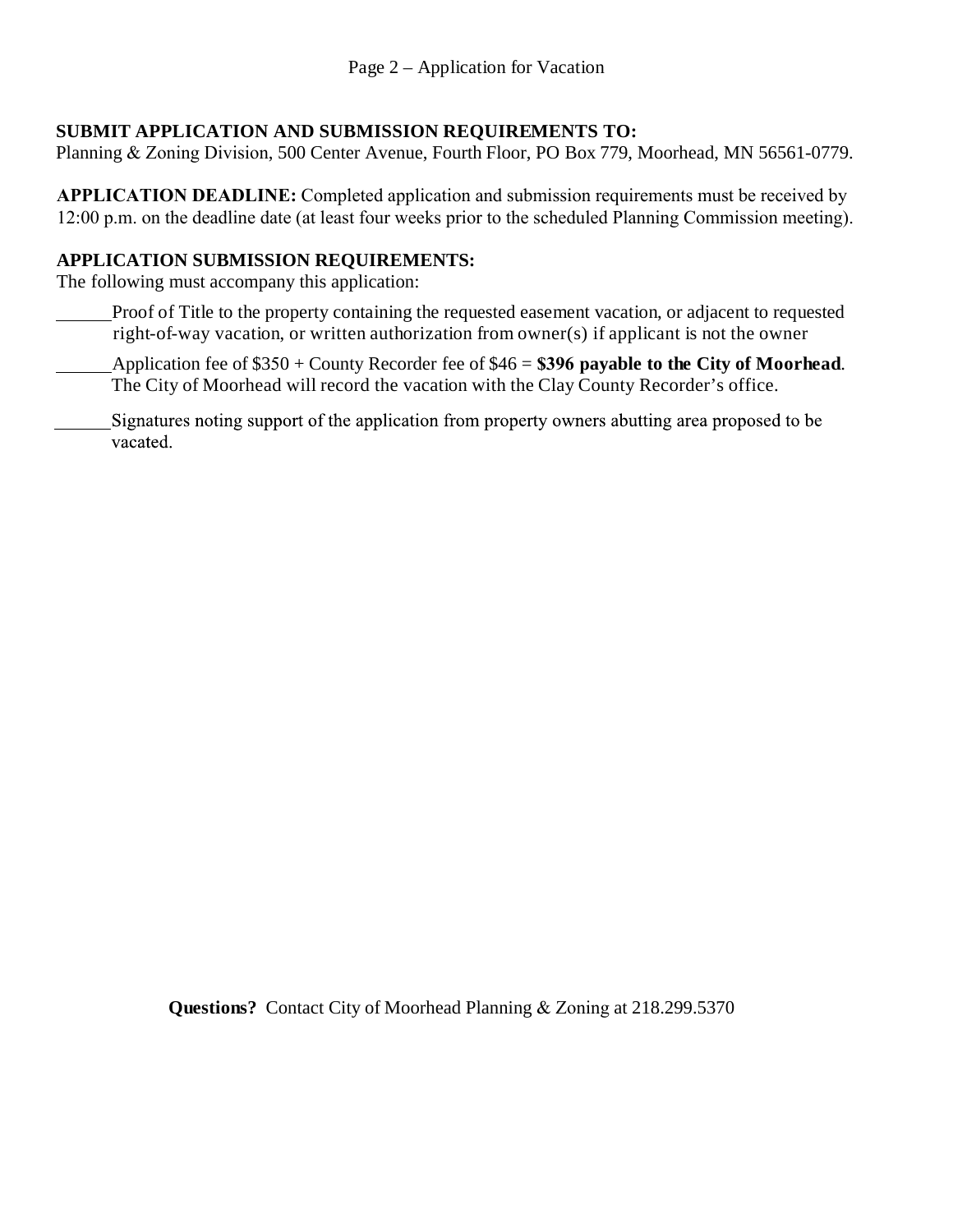**SUBMIT APPLICATION AND SUBMISSION REQUIREMENTS TO:**
Planning & Zoning Division, 500 Center Avenue, Fourth Floor, PO Box 779, Moorhead, MN 56561-0779.

**APPLICATION DEADLINE:** Completed application and submission requirements must be received by 12:00 p.m. on the deadline date (at least four weeks prior to the scheduled Planning Commission meeting).

**APPLICATION SUBMISSION REQUIREMENTS:**
The following must accompany this application:

______Proof of Title to the property containing the requested easement vacation, or adjacent to requested right-of-way vacation, or written authorization from owner(s) if applicant is not the owner

______Application fee of $350 + County Recorder fee of $46 = **$396 payable to the City of Moorhead**. The City of Moorhead will record the vacation with the Clay County Recorder's office.

______Signatures noting support of the application from property owners abutting area proposed to be vacated.

**Questions?** Contact City of Moorhead Planning & Zoning at 218.299.5370